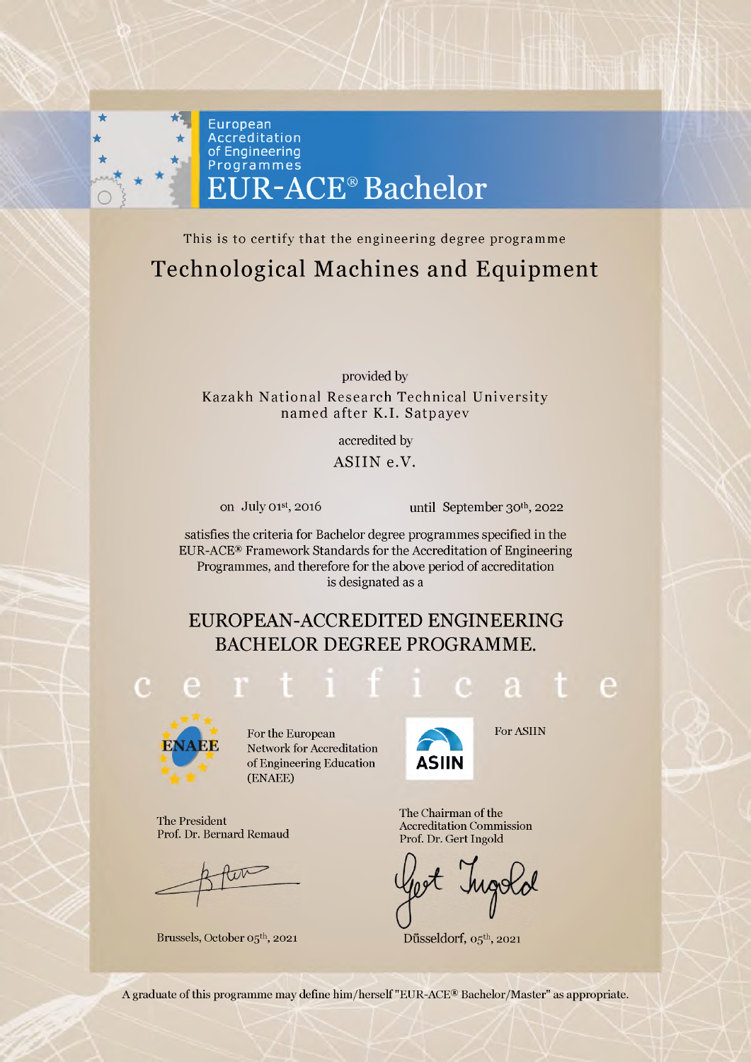European Accreditation of Engineering Programmes

# EUR-ACE® Bachelor

This is to certify that the engineering degree programme

## Technological Machines and Equipment

provided by

Kazakh National Research Technical University named after K.I. Satpayev

accredited by

ASIIN e.V.

on July 01st, 2016 until September 30th, 2022

satisfies the criteria for Bachelor degree programmes specified in the EUR-ACE® Framework Standards for the Accreditation of Engineering Programmes, and therefore for the above period of accreditation is designated as a

## EUROPEAN-ACCREDITED ENGINEERING BACHELOR DEGREE PROGRAMME.

c e r t i f i c a t e

ENAEE

For the European Network for Accreditation of Engineering Education (ENAEE)

The President
Prof. Dr. Bernard Remaud

Brussels, October 05th, 2021

ASIIN

For ASIIN

The Chairman of the Accreditation Commission
Prof. Dr. Gert Ingold

Düsseldorf, 05th, 2021

A graduate of this programme may define him/herself "EUR-ACE® Bachelor/Master" as appropriate.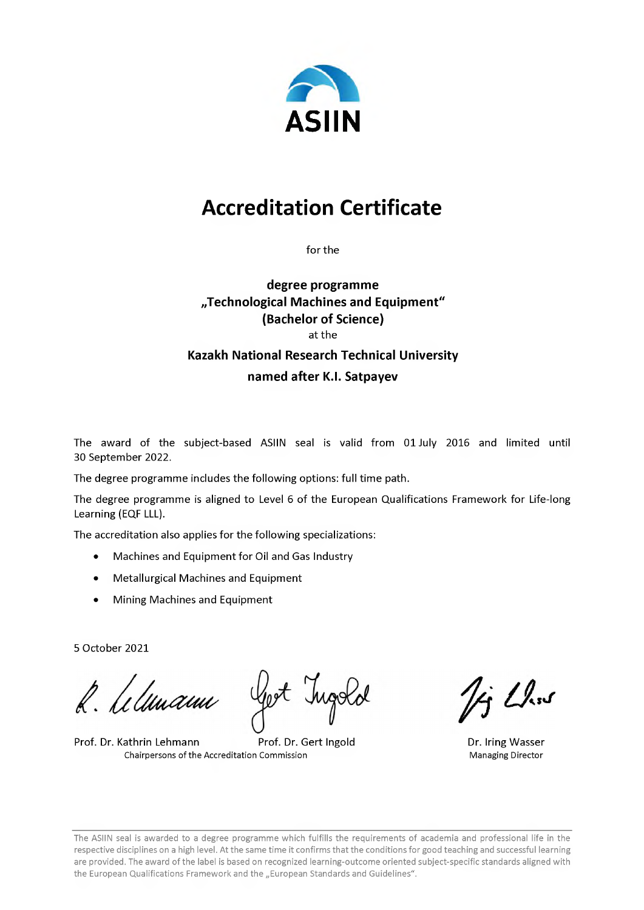ASIIN

# Accreditation Certificate

for the

**degree programme**
**„Technological Machines and Equipment“**
**(Bachelor of Science)**
at the
**Kazakh National Research Technical University**
**named after K.I. Satpayev**

The award of the subject-based ASIIN seal is valid from 01 July 2016 and limited until 30 September 2022.

The degree programme includes the following options: full time path.

The degree programme is aligned to Level 6 of the European Qualifications Framework for Life-long Learning (EQF LLL).

The accreditation also applies for the following specializations:

- Machines and Equipment for Oil and Gas Industry
- Metallurgical Machines and Equipment
- Mining Machines and Equipment

5 October 2021

Prof. Dr. Kathrin Lehmann    Prof. Dr. Gert Ingold
Chairpersons of the Accreditation Commission

Dr. Iring Wasser
Managing Director

The ASIIN seal is awarded to a degree programme which fulfills the requirements of academia and professional life in the respective disciplines on a high level. At the same time it confirms that the conditions for good teaching and successful learning are provided. The award of the label is based on recognized learning-outcome oriented subject-specific standards aligned with the European Qualifications Framework and the „European Standards and Guidelines".